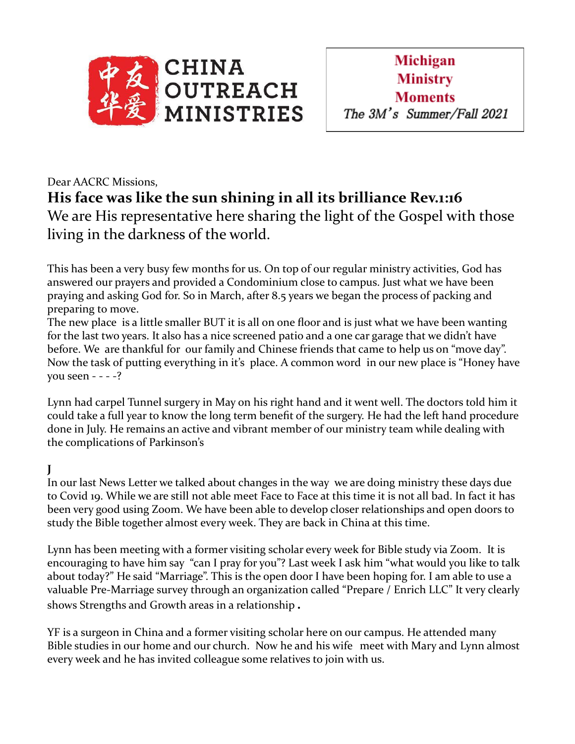CHINA OUTREACH MINISTRIES

**Michigan Ministry Moments**

*The 3M's Summer/Fall 2021*

Dear AACRC Missions,

**His face was like the sun shining in all its brilliance Rev.1:16**

We are His representative here sharing the light of the Gospel with those living in the darkness of the world.

This has been a very busy few months for us. On top of our regular ministry activities, God has answered our prayers and provided a Condominium close to campus. Just what we have been praying and asking God for. So in March, after 8.5 years we began the process of packing and preparing to move.
The new place is a little smaller BUT it is all on one floor and is just what we have been wanting for the last two years. It also has a nice screened patio and a one car garage that we didn't have before. We are thankful for our family and Chinese friends that came to help us on "move day". Now the task of putting everything in it's place. A common word in our new place is "Honey have you seen - - - -?

Lynn had carpel Tunnel surgery in May on his right hand and it went well. The doctors told him it could take a full year to know the long term benefit of the surgery. He had the left hand procedure done in July. He remains an active and vibrant member of our ministry team while dealing with the complications of Parkinson's

**J**

In our last News Letter we talked about changes in the way we are doing ministry these days due to Covid 19. While we are still not able meet Face to Face at this time it is not all bad. In fact it has been very good using Zoom. We have been able to develop closer relationships and open doors to study the Bible together almost every week. They are back in China at this time.

Lynn has been meeting with a former visiting scholar every week for Bible study via Zoom. It is encouraging to have him say "can I pray for you"? Last week I ask him "what would you like to talk about today?" He said "Marriage". This is the open door I have been hoping for. I am able to use a valuable Pre-Marriage survey through an organization called "Prepare / Enrich LLC" It very clearly shows Strengths and Growth areas in a relationship **.**

YF is a surgeon in China and a former visiting scholar here on our campus. He attended many Bible studies in our home and our church. Now he and his wife meet with Mary and Lynn almost every week and he has invited colleague some relatives to join with us.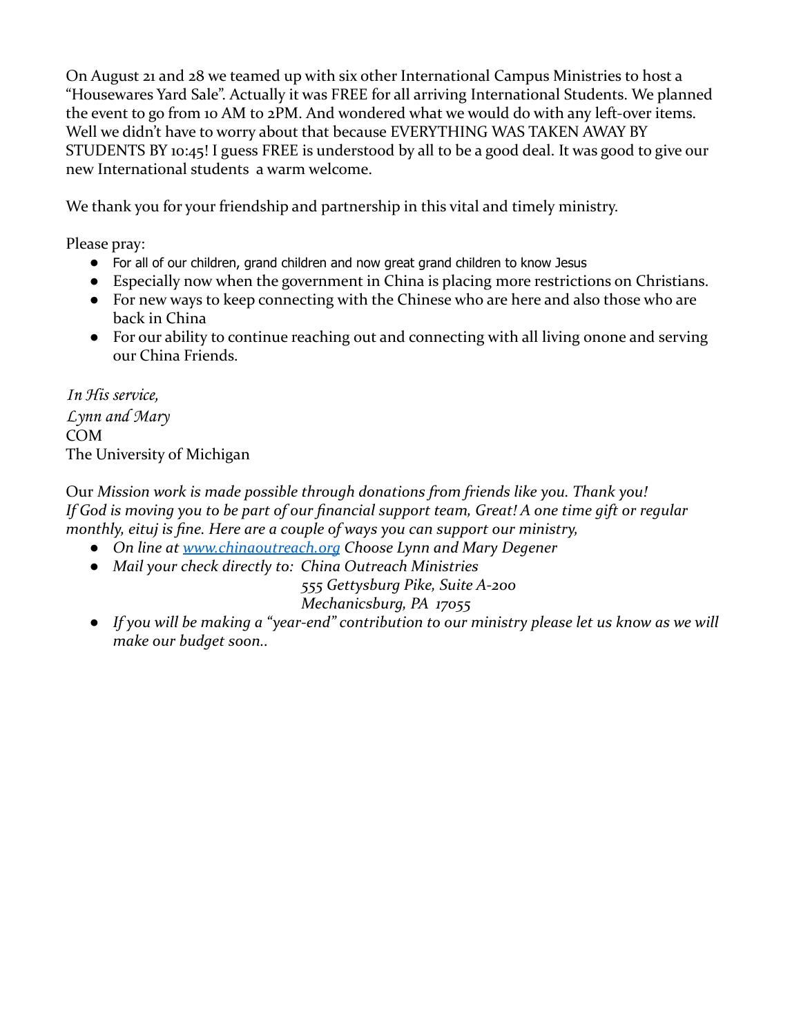On August 21 and 28 we teamed up with six other International Campus Ministries to host a "Housewares Yard Sale". Actually it was FREE for all arriving International Students. We planned the event to go from 10 AM to 2PM. And wondered what we would do with any left-over items. Well we didn't have to worry about that because EVERYTHING WAS TAKEN AWAY BY STUDENTS BY 10:45! I guess FREE is understood by all to be a good deal. It was good to give our new International students  a warm welcome.

We thank you for your friendship and partnership in this vital and timely ministry.

Please pray:

- For all of our children, grand children and now great grand children to know Jesus
- Especially now when the government in China is placing more restrictions on Christians.
- For new ways to keep connecting with the Chinese who are here and also those who are back in China
- For our ability to continue reaching out and connecting with all living onone and serving our China Friends.

*In His service,*
*Lynn and Mary*
COM
The University of Michigan

Our *Mission work is made possible through donations from friends like you. Thank you!*
*If God is moving you to be part of our financial support team, Great! A one time gift or regular monthly, eituj is fine. Here are a couple of ways you can support our ministry,*

- *On line at [www.chinaoutreach.org](http://www.chinaoutreach.org) Choose Lynn and Mary Degener*
- *Mail your check directly to:  China Outreach Ministries*
  *555 Gettysburg Pike, Suite A-200*
  *Mechanicsburg, PA  17055*
- *If you will be making a "year-end" contribution to our ministry please let us know as we will make our budget soon..*